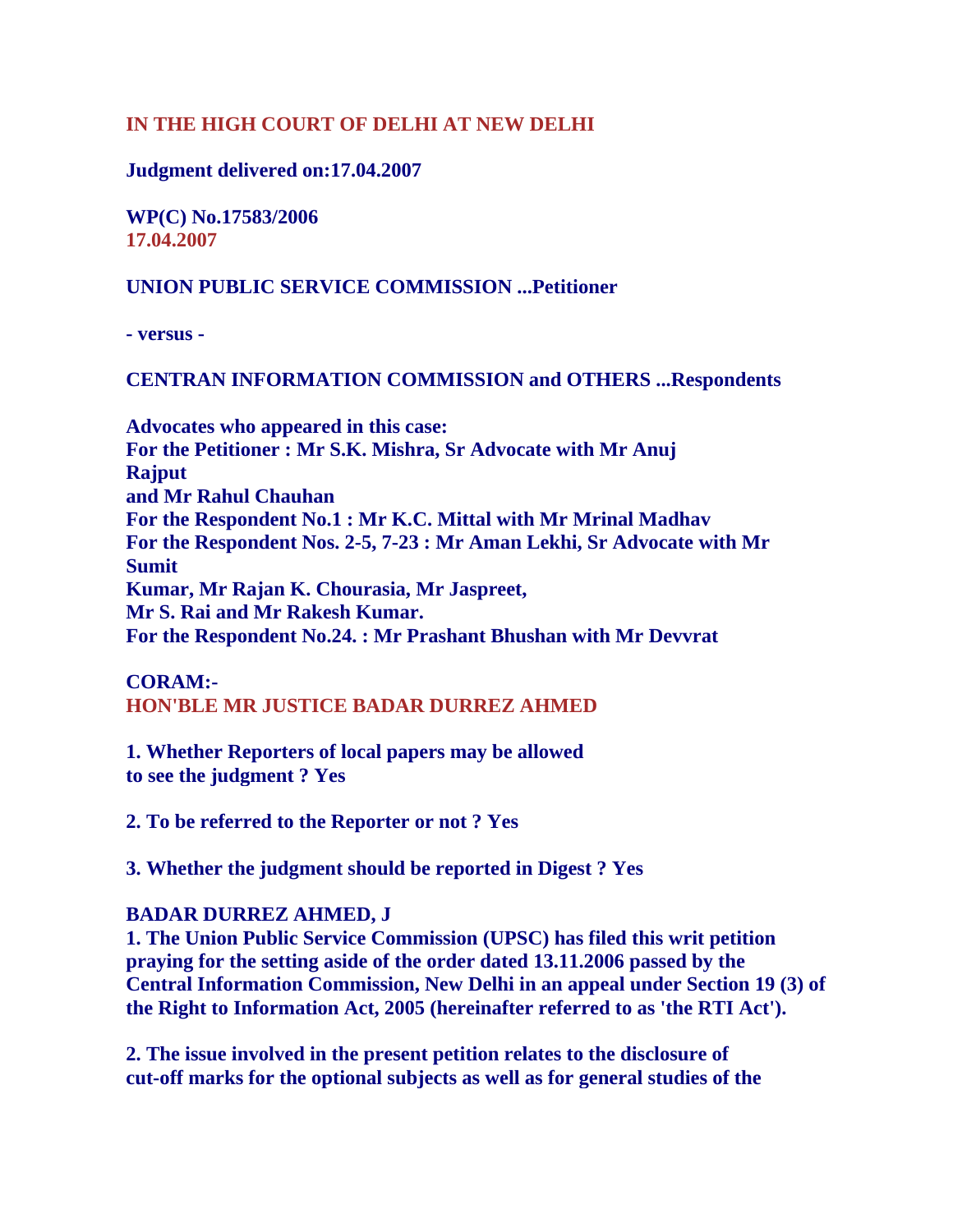# IN THE HIGH COURT OF DELHI AT NEW DELHI

**Judgment delivered on:17.04.2007**

**WP(C) No.17583/2006**
**17.04.2007**

**UNION PUBLIC SERVICE COMMISSION ...Petitioner**

**- versus -**

**CENTRAN INFORMATION COMMISSION and OTHERS ...Respondents**

**Advocates who appeared in this case:**
**For the Petitioner : Mr S.K. Mishra, Sr Advocate with Mr Anuj Rajput and Mr Rahul Chauhan**
**For the Respondent No.1 : Mr K.C. Mittal with Mr Mrinal Madhav**
**For the Respondent Nos. 2-5, 7-23 : Mr Aman Lekhi, Sr Advocate with Mr Sumit Kumar, Mr Rajan K. Chourasia, Mr Jaspreet, Mr S. Rai and Mr Rakesh Kumar.**
**For the Respondent No.24. : Mr Prashant Bhushan with Mr Devvrat**

**CORAM:-**
**HON'BLE MR JUSTICE BADAR DURREZ AHMED**

**1. Whether Reporters of local papers may be allowed to see the judgment ? Yes**

**2. To be referred to the Reporter or not ? Yes**

**3. Whether the judgment should be reported in Digest ? Yes**

**BADAR DURREZ AHMED, J**

**1. The Union Public Service Commission (UPSC) has filed this writ petition praying for the setting aside of the order dated 13.11.2006 passed by the Central Information Commission, New Delhi in an appeal under Section 19 (3) of the Right to Information Act, 2005 (hereinafter referred to as 'the RTI Act').**

**2. The issue involved in the present petition relates to the disclosure of cut-off marks for the optional subjects as well as for general studies of the**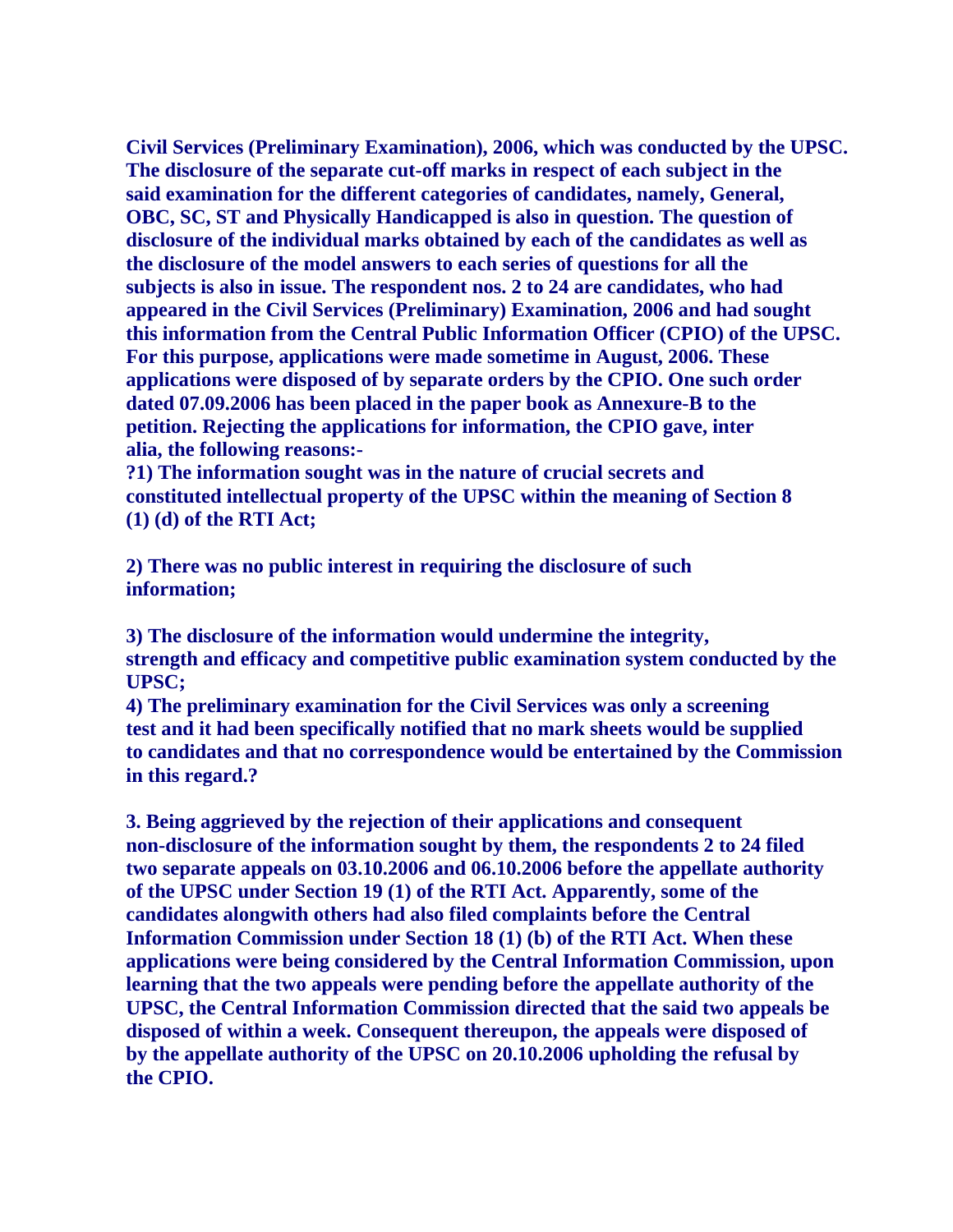**Civil Services (Preliminary Examination), 2006, which was conducted by the UPSC. The disclosure of the separate cut-off marks in respect of each subject in the said examination for the different categories of candidates, namely, General, OBC, SC, ST and Physically Handicapped is also in question. The question of disclosure of the individual marks obtained by each of the candidates as well as the disclosure of the model answers to each series of questions for all the subjects is also in issue. The respondent nos. 2 to 24 are candidates, who had appeared in the Civil Services (Preliminary) Examination, 2006 and had sought this information from the Central Public Information Officer (CPIO) of the UPSC. For this purpose, applications were made sometime in August, 2006. These applications were disposed of by separate orders by the CPIO. One such order dated 07.09.2006 has been placed in the paper book as Annexure-B to the petition. Rejecting the applications for information, the CPIO gave, inter alia, the following reasons:-**

**?1) The information sought was in the nature of crucial secrets and constituted intellectual property of the UPSC within the meaning of Section 8 (1) (d) of the RTI Act;**

**2) There was no public interest in requiring the disclosure of such information;**

**3) The disclosure of the information would undermine the integrity, strength and efficacy and competitive public examination system conducted by the UPSC;**

**4) The preliminary examination for the Civil Services was only a screening test and it had been specifically notified that no mark sheets would be supplied to candidates and that no correspondence would be entertained by the Commission in this regard.?**

**3. Being aggrieved by the rejection of their applications and consequent non-disclosure of the information sought by them, the respondents 2 to 24 filed two separate appeals on 03.10.2006 and 06.10.2006 before the appellate authority of the UPSC under Section 19 (1) of the RTI Act. Apparently, some of the candidates alongwith others had also filed complaints before the Central Information Commission under Section 18 (1) (b) of the RTI Act. When these applications were being considered by the Central Information Commission, upon learning that the two appeals were pending before the appellate authority of the UPSC, the Central Information Commission directed that the said two appeals be disposed of within a week. Consequent thereupon, the appeals were disposed of by the appellate authority of the UPSC on 20.10.2006 upholding the refusal by the CPIO.**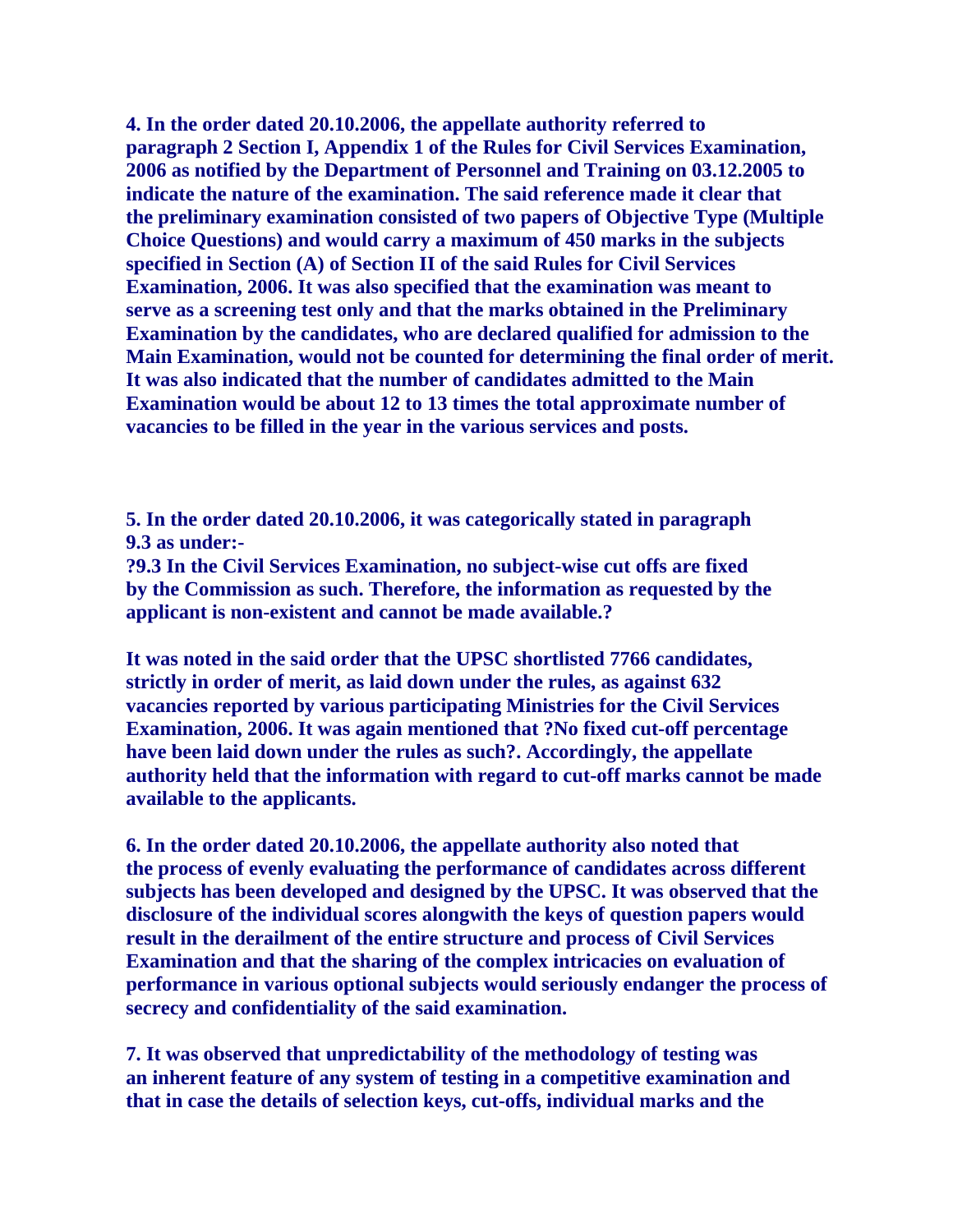**4. In the order dated 20.10.2006, the appellate authority referred to paragraph 2 Section I, Appendix 1 of the Rules for Civil Services Examination, 2006 as notified by the Department of Personnel and Training on 03.12.2005 to indicate the nature of the examination. The said reference made it clear that the preliminary examination consisted of two papers of Objective Type (Multiple Choice Questions) and would carry a maximum of 450 marks in the subjects specified in Section (A) of Section II of the said Rules for Civil Services Examination, 2006. It was also specified that the examination was meant to serve as a screening test only and that the marks obtained in the Preliminary Examination by the candidates, who are declared qualified for admission to the Main Examination, would not be counted for determining the final order of merit. It was also indicated that the number of candidates admitted to the Main Examination would be about 12 to 13 times the total approximate number of vacancies to be filled in the year in the various services and posts.**

**5. In the order dated 20.10.2006, it was categorically stated in paragraph 9.3 as under:-**
**?9.3 In the Civil Services Examination, no subject-wise cut offs are fixed by the Commission as such. Therefore, the information as requested by the applicant is non-existent and cannot be made available.?**

**It was noted in the said order that the UPSC shortlisted 7766 candidates, strictly in order of merit, as laid down under the rules, as against 632 vacancies reported by various participating Ministries for the Civil Services Examination, 2006. It was again mentioned that ?No fixed cut-off percentage have been laid down under the rules as such?. Accordingly, the appellate authority held that the information with regard to cut-off marks cannot be made available to the applicants.**

**6. In the order dated 20.10.2006, the appellate authority also noted that the process of evenly evaluating the performance of candidates across different subjects has been developed and designed by the UPSC. It was observed that the disclosure of the individual scores alongwith the keys of question papers would result in the derailment of the entire structure and process of Civil Services Examination and that the sharing of the complex intricacies on evaluation of performance in various optional subjects would seriously endanger the process of secrecy and confidentiality of the said examination.**

**7. It was observed that unpredictability of the methodology of testing was an inherent feature of any system of testing in a competitive examination and that in case the details of selection keys, cut-offs, individual marks and the**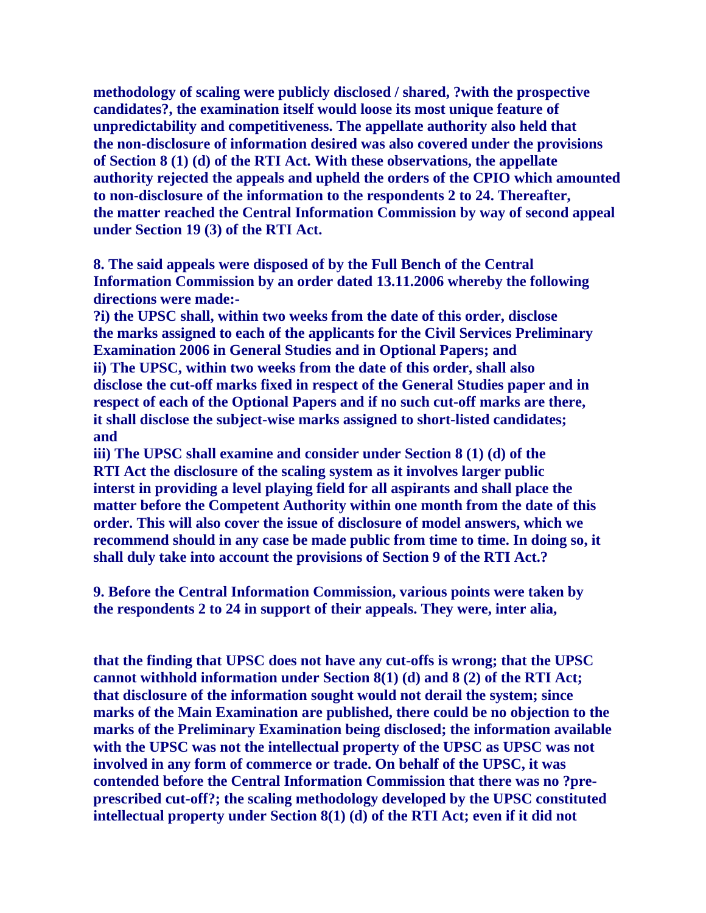**methodology of scaling were publicly disclosed / shared, ?with the prospective candidates?, the examination itself would loose its most unique feature of unpredictability and competitiveness. The appellate authority also held that the non-disclosure of information desired was also covered under the provisions of Section 8 (1) (d) of the RTI Act. With these observations, the appellate authority rejected the appeals and upheld the orders of the CPIO which amounted to non-disclosure of the information to the respondents 2 to 24. Thereafter, the matter reached the Central Information Commission by way of second appeal under Section 19 (3) of the RTI Act.**

**8. The said appeals were disposed of by the Full Bench of the Central Information Commission by an order dated 13.11.2006 whereby the following directions were made:-**

**?i) the UPSC shall, within two weeks from the date of this order, disclose the marks assigned to each of the applicants for the Civil Services Preliminary Examination 2006 in General Studies and in Optional Papers; and**

**ii) The UPSC, within two weeks from the date of this order, shall also disclose the cut-off marks fixed in respect of the General Studies paper and in respect of each of the Optional Papers and if no such cut-off marks are there, it shall disclose the subject-wise marks assigned to short-listed candidates; and**

**iii) The UPSC shall examine and consider under Section 8 (1) (d) of the RTI Act the disclosure of the scaling system as it involves larger public interst in providing a level playing field for all aspirants and shall place the matter before the Competent Authority within one month from the date of this order. This will also cover the issue of disclosure of model answers, which we recommend should in any case be made public from time to time. In doing so, it shall duly take into account the provisions of Section 9 of the RTI Act.?**

**9. Before the Central Information Commission, various points were taken by the respondents 2 to 24 in support of their appeals. They were, inter alia, that the finding that UPSC does not have any cut-offs is wrong; that the UPSC cannot withhold information under Section 8(1) (d) and 8 (2) of the RTI Act; that disclosure of the information sought would not derail the system; since marks of the Main Examination are published, there could be no objection to the marks of the Preliminary Examination being disclosed; the information available with the UPSC was not the intellectual property of the UPSC as UPSC was not involved in any form of commerce or trade. On behalf of the UPSC, it was contended before the Central Information Commission that there was no ?pre-prescribed cut-off?; the scaling methodology developed by the UPSC constituted intellectual property under Section 8(1) (d) of the RTI Act; even if it did not**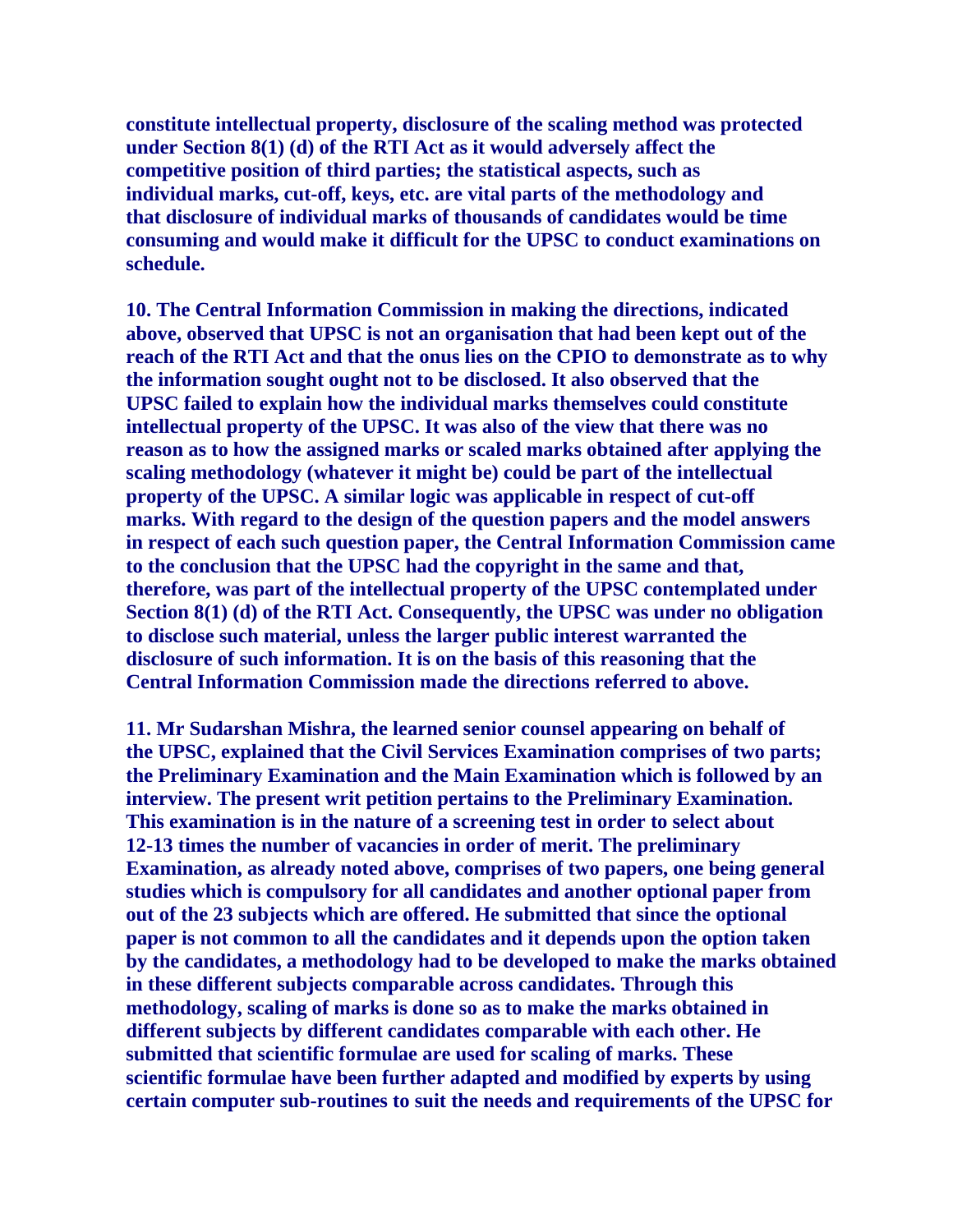**constitute intellectual property, disclosure of the scaling method was protected under Section 8(1) (d) of the RTI Act as it would adversely affect the competitive position of third parties; the statistical aspects, such as individual marks, cut-off, keys, etc. are vital parts of the methodology and that disclosure of individual marks of thousands of candidates would be time consuming and would make it difficult for the UPSC to conduct examinations on schedule.**

**10. The Central Information Commission in making the directions, indicated above, observed that UPSC is not an organisation that had been kept out of the reach of the RTI Act and that the onus lies on the CPIO to demonstrate as to why the information sought ought not to be disclosed. It also observed that the UPSC failed to explain how the individual marks themselves could constitute intellectual property of the UPSC. It was also of the view that there was no reason as to how the assigned marks or scaled marks obtained after applying the scaling methodology (whatever it might be) could be part of the intellectual property of the UPSC. A similar logic was applicable in respect of cut-off marks. With regard to the design of the question papers and the model answers in respect of each such question paper, the Central Information Commission came to the conclusion that the UPSC had the copyright in the same and that, therefore, was part of the intellectual property of the UPSC contemplated under Section 8(1) (d) of the RTI Act. Consequently, the UPSC was under no obligation to disclose such material, unless the larger public interest warranted the disclosure of such information. It is on the basis of this reasoning that the Central Information Commission made the directions referred to above.**

**11. Mr Sudarshan Mishra, the learned senior counsel appearing on behalf of the UPSC, explained that the Civil Services Examination comprises of two parts; the Preliminary Examination and the Main Examination which is followed by an interview. The present writ petition pertains to the Preliminary Examination. This examination is in the nature of a screening test in order to select about 12-13 times the number of vacancies in order of merit. The preliminary Examination, as already noted above, comprises of two papers, one being general studies which is compulsory for all candidates and another optional paper from out of the 23 subjects which are offered. He submitted that since the optional paper is not common to all the candidates and it depends upon the option taken by the candidates, a methodology had to be developed to make the marks obtained in these different subjects comparable across candidates. Through this methodology, scaling of marks is done so as to make the marks obtained in different subjects by different candidates comparable with each other. He submitted that scientific formulae are used for scaling of marks. These scientific formulae have been further adapted and modified by experts by using certain computer sub-routines to suit the needs and requirements of the UPSC for**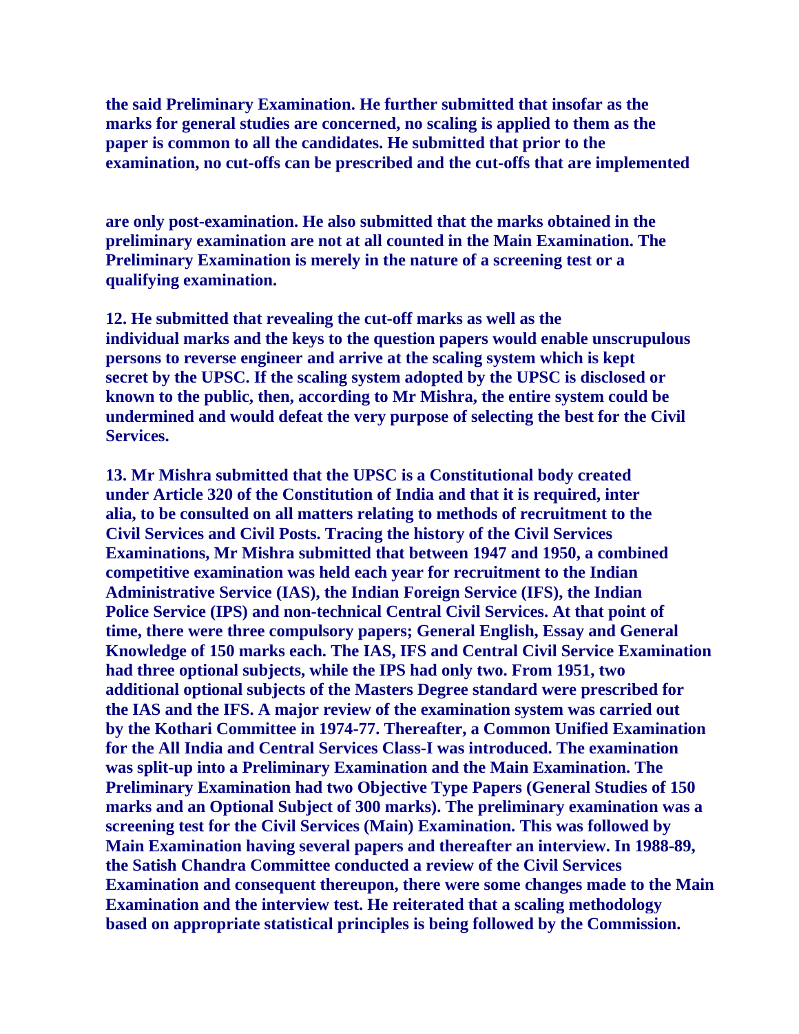**the said Preliminary Examination. He further submitted that insofar as the marks for general studies are concerned, no scaling is applied to them as the paper is common to all the candidates. He submitted that prior to the examination, no cut-offs can be prescribed and the cut-offs that are implemented are only post-examination. He also submitted that the marks obtained in the preliminary examination are not at all counted in the Main Examination. The Preliminary Examination is merely in the nature of a screening test or a qualifying examination.**

**12. He submitted that revealing the cut-off marks as well as the individual marks and the keys to the question papers would enable unscrupulous persons to reverse engineer and arrive at the scaling system which is kept secret by the UPSC. If the scaling system adopted by the UPSC is disclosed or known to the public, then, according to Mr Mishra, the entire system could be undermined and would defeat the very purpose of selecting the best for the Civil Services.**

**13. Mr Mishra submitted that the UPSC is a Constitutional body created under Article 320 of the Constitution of India and that it is required, inter alia, to be consulted on all matters relating to methods of recruitment to the Civil Services and Civil Posts. Tracing the history of the Civil Services Examinations, Mr Mishra submitted that between 1947 and 1950, a combined competitive examination was held each year for recruitment to the Indian Administrative Service (IAS), the Indian Foreign Service (IFS), the Indian Police Service (IPS) and non-technical Central Civil Services. At that point of time, there were three compulsory papers; General English, Essay and General Knowledge of 150 marks each. The IAS, IFS and Central Civil Service Examination had three optional subjects, while the IPS had only two. From 1951, two additional optional subjects of the Masters Degree standard were prescribed for the IAS and the IFS. A major review of the examination system was carried out by the Kothari Committee in 1974-77. Thereafter, a Common Unified Examination for the All India and Central Services Class-I was introduced. The examination was split-up into a Preliminary Examination and the Main Examination. The Preliminary Examination had two Objective Type Papers (General Studies of 150 marks and an Optional Subject of 300 marks). The preliminary examination was a screening test for the Civil Services (Main) Examination. This was followed by Main Examination having several papers and thereafter an interview. In 1988-89, the Satish Chandra Committee conducted a review of the Civil Services Examination and consequent thereupon, there were some changes made to the Main Examination and the interview test. He reiterated that a scaling methodology based on appropriate statistical principles is being followed by the Commission.**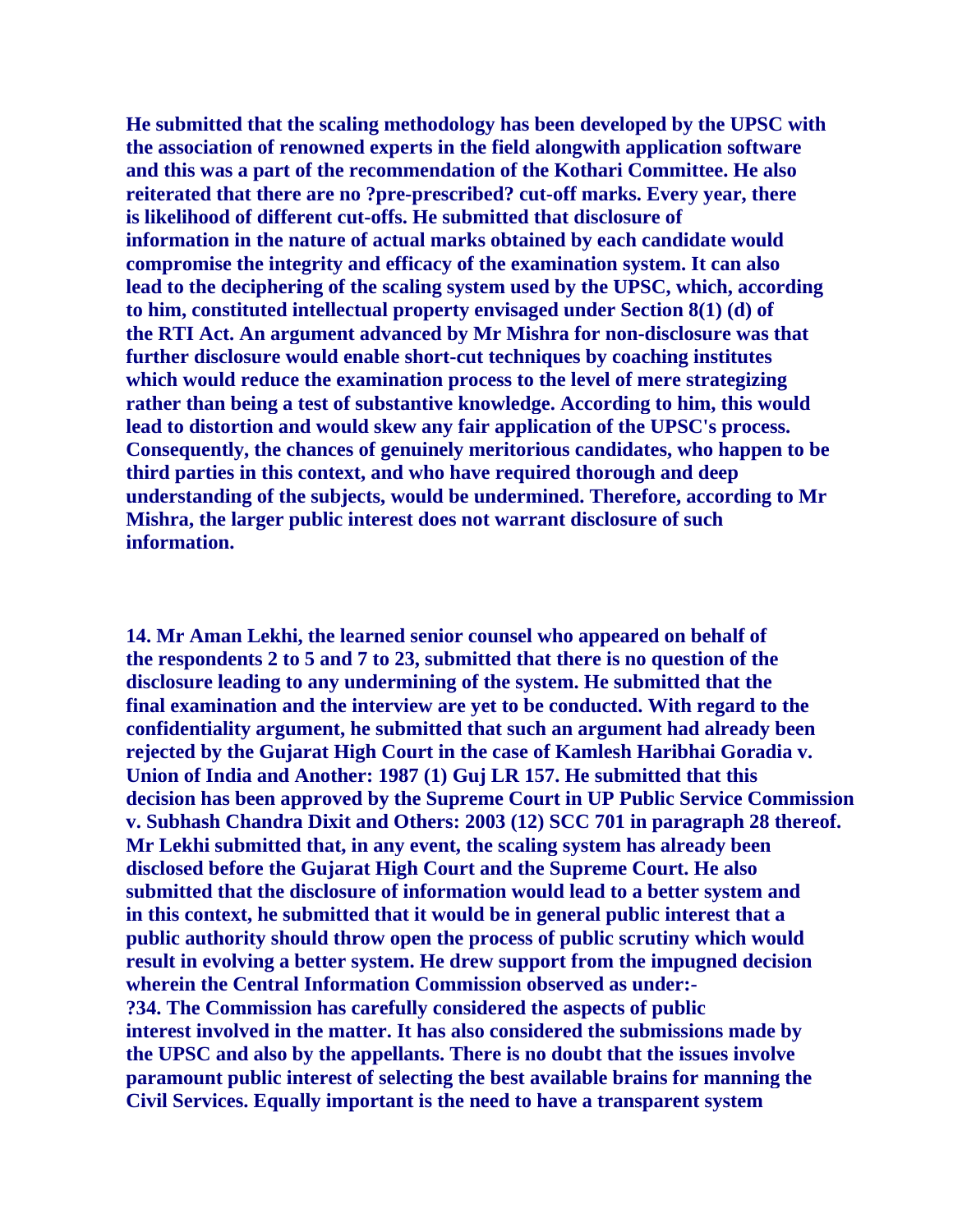He submitted that the scaling methodology has been developed by the UPSC with the association of renowned experts in the field alongwith application software and this was a part of the recommendation of the Kothari Committee. He also reiterated that there are no ?pre-prescribed? cut-off marks. Every year, there is likelihood of different cut-offs. He submitted that disclosure of information in the nature of actual marks obtained by each candidate would compromise the integrity and efficacy of the examination system. It can also lead to the deciphering of the scaling system used by the UPSC, which, according to him, constituted intellectual property envisaged under Section 8(1) (d) of the RTI Act. An argument advanced by Mr Mishra for non-disclosure was that further disclosure would enable short-cut techniques by coaching institutes which would reduce the examination process to the level of mere strategizing rather than being a test of substantive knowledge. According to him, this would lead to distortion and would skew any fair application of the UPSC's process. Consequently, the chances of genuinely meritorious candidates, who happen to be third parties in this context, and who have required thorough and deep understanding of the subjects, would be undermined. Therefore, according to Mr Mishra, the larger public interest does not warrant disclosure of such information.

14. Mr Aman Lekhi, the learned senior counsel who appeared on behalf of the respondents 2 to 5 and 7 to 23, submitted that there is no question of the disclosure leading to any undermining of the system. He submitted that the final examination and the interview are yet to be conducted. With regard to the confidentiality argument, he submitted that such an argument had already been rejected by the Gujarat High Court in the case of Kamlesh Haribhai Goradia v. Union of India and Another: 1987 (1) Guj LR 157. He submitted that this decision has been approved by the Supreme Court in UP Public Service Commission v. Subhash Chandra Dixit and Others: 2003 (12) SCC 701 in paragraph 28 thereof. Mr Lekhi submitted that, in any event, the scaling system has already been disclosed before the Gujarat High Court and the Supreme Court. He also submitted that the disclosure of information would lead to a better system and in this context, he submitted that it would be in general public interest that a public authority should throw open the process of public scrutiny which would result in evolving a better system. He drew support from the impugned decision wherein the Central Information Commission observed as under:-

?34. The Commission has carefully considered the aspects of public interest involved in the matter. It has also considered the submissions made by the UPSC and also by the appellants. There is no doubt that the issues involve paramount public interest of selecting the best available brains for manning the Civil Services. Equally important is the need to have a transparent system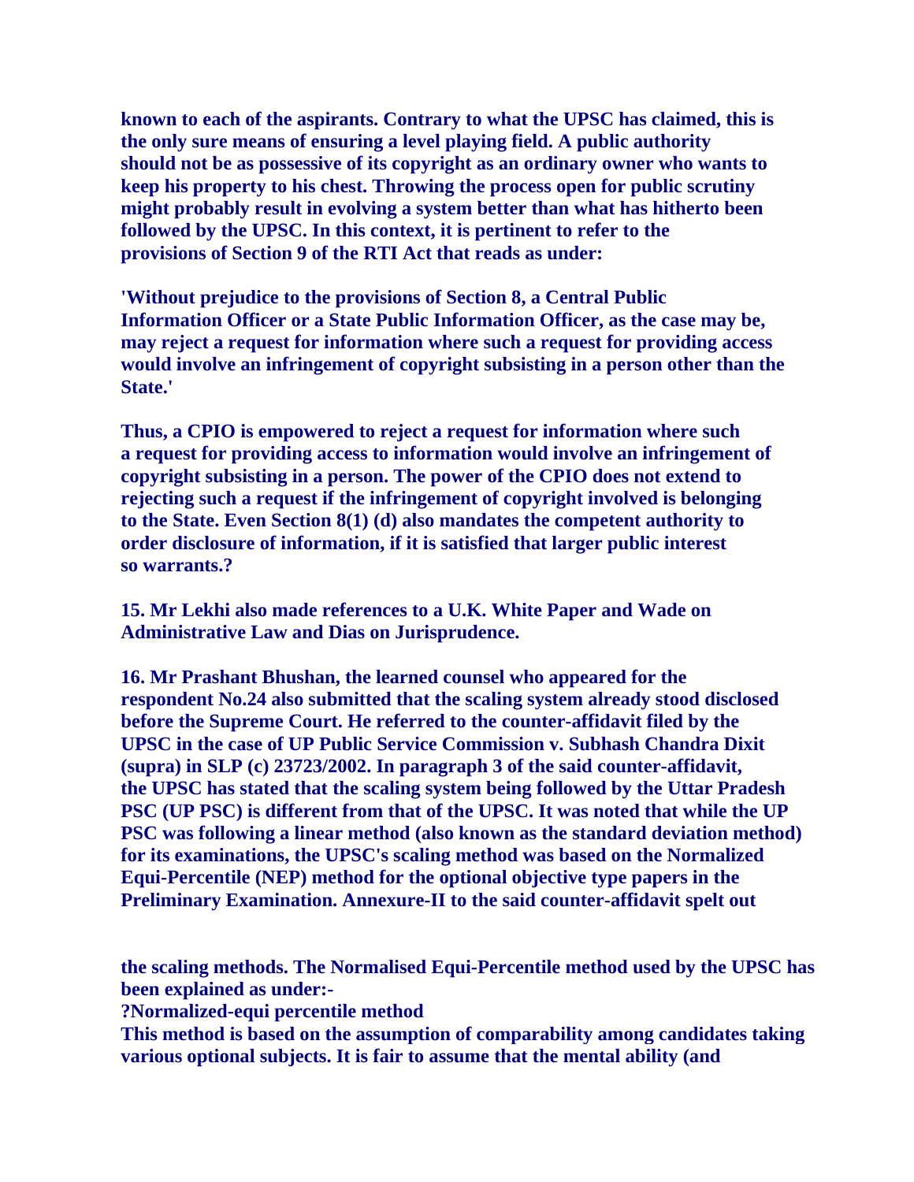known to each of the aspirants. Contrary to what the UPSC has claimed, this is the only sure means of ensuring a level playing field. A public authority should not be as possessive of its copyright as an ordinary owner who wants to keep his property to his chest. Throwing the process open for public scrutiny might probably result in evolving a system better than what has hitherto been followed by the UPSC. In this context, it is pertinent to refer to the provisions of Section 9 of the RTI Act that reads as under:

'Without prejudice to the provisions of Section 8, a Central Public Information Officer or a State Public Information Officer, as the case may be, may reject a request for information where such a request for providing access would involve an infringement of copyright subsisting in a person other than the State.'

Thus, a CPIO is empowered to reject a request for information where such a request for providing access to information would involve an infringement of copyright subsisting in a person. The power of the CPIO does not extend to rejecting such a request if the infringement of copyright involved is belonging to the State. Even Section 8(1) (d) also mandates the competent authority to order disclosure of information, if it is satisfied that larger public interest so warrants.?

15. Mr Lekhi also made references to a U.K. White Paper and Wade on Administrative Law and Dias on Jurisprudence.

16. Mr Prashant Bhushan, the learned counsel who appeared for the respondent No.24 also submitted that the scaling system already stood disclosed before the Supreme Court. He referred to the counter-affidavit filed by the UPSC in the case of UP Public Service Commission v. Subhash Chandra Dixit (supra) in SLP (c) 23723/2002. In paragraph 3 of the said counter-affidavit, the UPSC has stated that the scaling system being followed by the Uttar Pradesh PSC (UP PSC) is different from that of the UPSC. It was noted that while the UP PSC was following a linear method (also known as the standard deviation method) for its examinations, the UPSC's scaling method was based on the Normalized Equi-Percentile (NEP) method for the optional objective type papers in the Preliminary Examination. Annexure-II to the said counter-affidavit spelt out the scaling methods. The Normalised Equi-Percentile method used by the UPSC has been explained as under:-

?Normalized-equi percentile method

This method is based on the assumption of comparability among candidates taking various optional subjects. It is fair to assume that the mental ability (and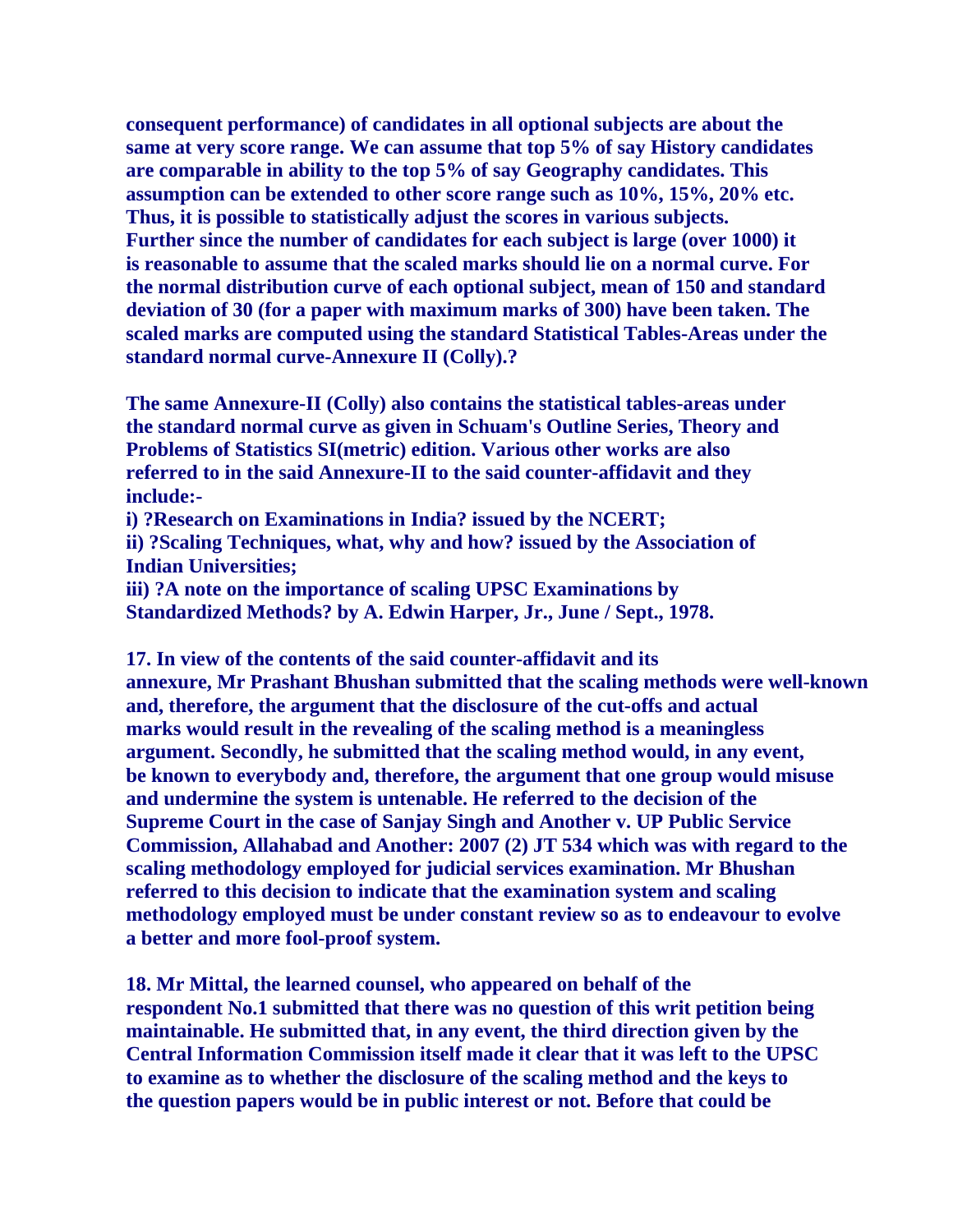**consequent performance) of candidates in all optional subjects are about the same at very score range. We can assume that top 5% of say History candidates are comparable in ability to the top 5% of say Geography candidates. This assumption can be extended to other score range such as 10%, 15%, 20% etc. Thus, it is possible to statistically adjust the scores in various subjects. Further since the number of candidates for each subject is large (over 1000) it is reasonable to assume that the scaled marks should lie on a normal curve. For the normal distribution curve of each optional subject, mean of 150 and standard deviation of 30 (for a paper with maximum marks of 300) have been taken. The scaled marks are computed using the standard Statistical Tables-Areas under the standard normal curve-Annexure II (Colly).?**

**The same Annexure-II (Colly) also contains the statistical tables-areas under the standard normal curve as given in Schuam's Outline Series, Theory and Problems of Statistics SI(metric) edition. Various other works are also referred to in the said Annexure-II to the said counter-affidavit and they include:-**

**i) ?Research on Examinations in India? issued by the NCERT;**

**ii) ?Scaling Techniques, what, why and how? issued by the Association of Indian Universities;**

**iii) ?A note on the importance of scaling UPSC Examinations by Standardized Methods? by A. Edwin Harper, Jr., June / Sept., 1978.**

**17. In view of the contents of the said counter-affidavit and its annexure, Mr Prashant Bhushan submitted that the scaling methods were well-known and, therefore, the argument that the disclosure of the cut-offs and actual marks would result in the revealing of the scaling method is a meaningless argument. Secondly, he submitted that the scaling method would, in any event, be known to everybody and, therefore, the argument that one group would misuse and undermine the system is untenable. He referred to the decision of the Supreme Court in the case of Sanjay Singh and Another v. UP Public Service Commission, Allahabad and Another: 2007 (2) JT 534 which was with regard to the scaling methodology employed for judicial services examination. Mr Bhushan referred to this decision to indicate that the examination system and scaling methodology employed must be under constant review so as to endeavour to evolve a better and more fool-proof system.**

**18. Mr Mittal, the learned counsel, who appeared on behalf of the respondent No.1 submitted that there was no question of this writ petition being maintainable. He submitted that, in any event, the third direction given by the Central Information Commission itself made it clear that it was left to the UPSC to examine as to whether the disclosure of the scaling method and the keys to the question papers would be in public interest or not. Before that could be**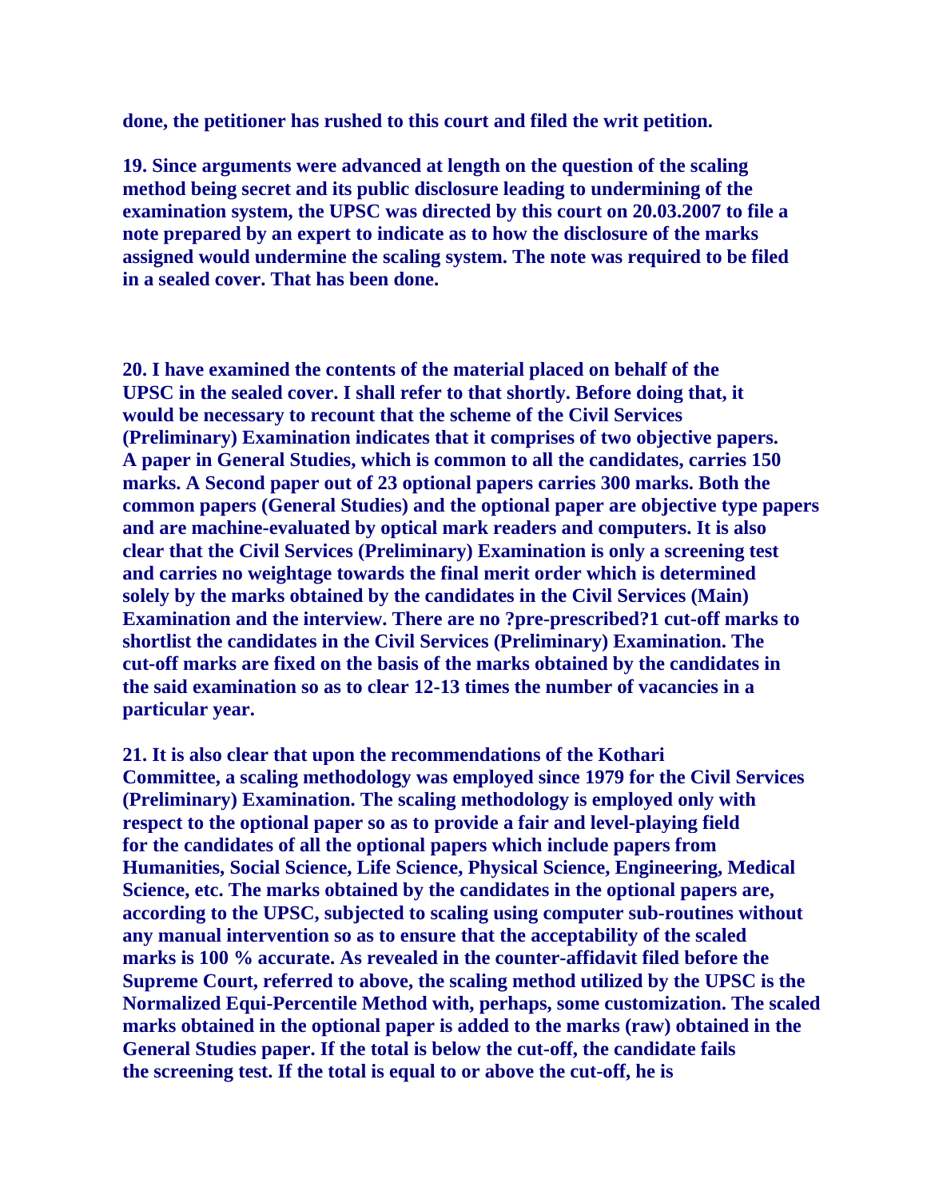**done, the petitioner has rushed to this court and filed the writ petition.**

**19. Since arguments were advanced at length on the question of the scaling method being secret and its public disclosure leading to undermining of the examination system, the UPSC was directed by this court on 20.03.2007 to file a note prepared by an expert to indicate as to how the disclosure of the marks assigned would undermine the scaling system. The note was required to be filed in a sealed cover. That has been done.**

**20. I have examined the contents of the material placed on behalf of the UPSC in the sealed cover. I shall refer to that shortly. Before doing that, it would be necessary to recount that the scheme of the Civil Services (Preliminary) Examination indicates that it comprises of two objective papers. A paper in General Studies, which is common to all the candidates, carries 150 marks. A Second paper out of 23 optional papers carries 300 marks. Both the common papers (General Studies) and the optional paper are objective type papers and are machine-evaluated by optical mark readers and computers. It is also clear that the Civil Services (Preliminary) Examination is only a screening test and carries no weightage towards the final merit order which is determined solely by the marks obtained by the candidates in the Civil Services (Main) Examination and the interview. There are no ?pre-prescribed?1 cut-off marks to shortlist the candidates in the Civil Services (Preliminary) Examination. The cut-off marks are fixed on the basis of the marks obtained by the candidates in the said examination so as to clear 12-13 times the number of vacancies in a particular year.**

**21. It is also clear that upon the recommendations of the Kothari Committee, a scaling methodology was employed since 1979 for the Civil Services (Preliminary) Examination. The scaling methodology is employed only with respect to the optional paper so as to provide a fair and level-playing field for the candidates of all the optional papers which include papers from Humanities, Social Science, Life Science, Physical Science, Engineering, Medical Science, etc. The marks obtained by the candidates in the optional papers are, according to the UPSC, subjected to scaling using computer sub-routines without any manual intervention so as to ensure that the acceptability of the scaled marks is 100 % accurate. As revealed in the counter-affidavit filed before the Supreme Court, referred to above, the scaling method utilized by the UPSC is the Normalized Equi-Percentile Method with, perhaps, some customization. The scaled marks obtained in the optional paper is added to the marks (raw) obtained in the General Studies paper. If the total is below the cut-off, the candidate fails the screening test. If the total is equal to or above the cut-off, he is**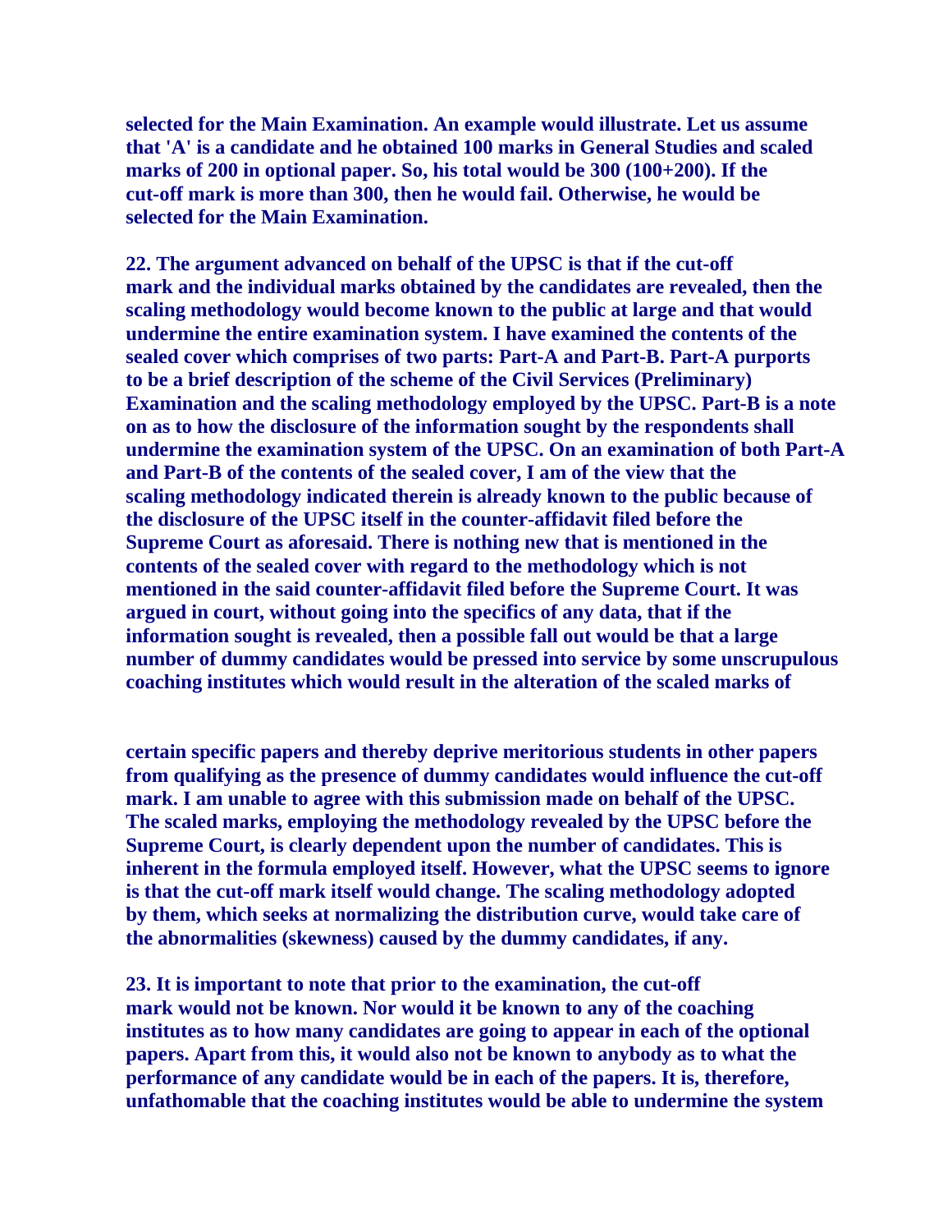**selected for the Main Examination. An example would illustrate. Let us assume that 'A' is a candidate and he obtained 100 marks in General Studies and scaled marks of 200 in optional paper. So, his total would be 300 (100+200). If the cut-off mark is more than 300, then he would fail. Otherwise, he would be selected for the Main Examination.**

**22. The argument advanced on behalf of the UPSC is that if the cut-off mark and the individual marks obtained by the candidates are revealed, then the scaling methodology would become known to the public at large and that would undermine the entire examination system. I have examined the contents of the sealed cover which comprises of two parts: Part-A and Part-B. Part-A purports to be a brief description of the scheme of the Civil Services (Preliminary) Examination and the scaling methodology employed by the UPSC. Part-B is a note on as to how the disclosure of the information sought by the respondents shall undermine the examination system of the UPSC. On an examination of both Part-A and Part-B of the contents of the sealed cover, I am of the view that the scaling methodology indicated therein is already known to the public because of the disclosure of the UPSC itself in the counter-affidavit filed before the Supreme Court as aforesaid. There is nothing new that is mentioned in the contents of the sealed cover with regard to the methodology which is not mentioned in the said counter-affidavit filed before the Supreme Court. It was argued in court, without going into the specifics of any data, that if the information sought is revealed, then a possible fall out would be that a large number of dummy candidates would be pressed into service by some unscrupulous coaching institutes which would result in the alteration of the scaled marks of certain specific papers and thereby deprive meritorious students in other papers from qualifying as the presence of dummy candidates would influence the cut-off mark. I am unable to agree with this submission made on behalf of the UPSC. The scaled marks, employing the methodology revealed by the UPSC before the Supreme Court, is clearly dependent upon the number of candidates. This is inherent in the formula employed itself. However, what the UPSC seems to ignore is that the cut-off mark itself would change. The scaling methodology adopted by them, which seeks at normalizing the distribution curve, would take care of the abnormalities (skewness) caused by the dummy candidates, if any.**

**23. It is important to note that prior to the examination, the cut-off mark would not be known. Nor would it be known to any of the coaching institutes as to how many candidates are going to appear in each of the optional papers. Apart from this, it would also not be known to anybody as to what the performance of any candidate would be in each of the papers. It is, therefore, unfathomable that the coaching institutes would be able to undermine the system**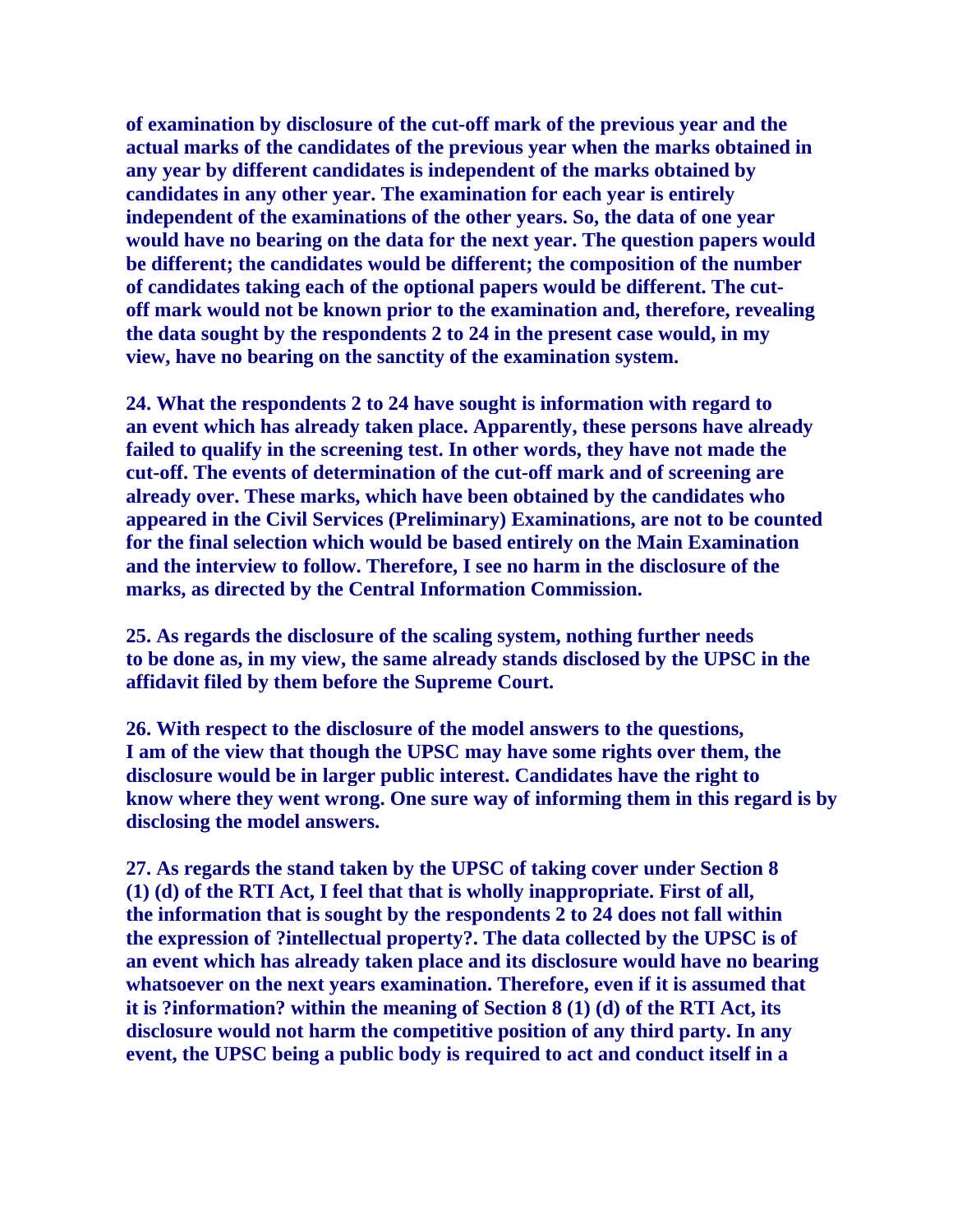**of examination by disclosure of the cut-off mark of the previous year and the actual marks of the candidates of the previous year when the marks obtained in any year by different candidates is independent of the marks obtained by candidates in any other year. The examination for each year is entirely independent of the examinations of the other years. So, the data of one year would have no bearing on the data for the next year. The question papers would be different; the candidates would be different; the composition of the number of candidates taking each of the optional papers would be different. The cut-off mark would not be known prior to the examination and, therefore, revealing the data sought by the respondents 2 to 24 in the present case would, in my view, have no bearing on the sanctity of the examination system.**

**24. What the respondents 2 to 24 have sought is information with regard to an event which has already taken place. Apparently, these persons have already failed to qualify in the screening test. In other words, they have not made the cut-off. The events of determination of the cut-off mark and of screening are already over. These marks, which have been obtained by the candidates who appeared in the Civil Services (Preliminary) Examinations, are not to be counted for the final selection which would be based entirely on the Main Examination and the interview to follow. Therefore, I see no harm in the disclosure of the marks, as directed by the Central Information Commission.**

**25. As regards the disclosure of the scaling system, nothing further needs to be done as, in my view, the same already stands disclosed by the UPSC in the affidavit filed by them before the Supreme Court.**

**26. With respect to the disclosure of the model answers to the questions, I am of the view that though the UPSC may have some rights over them, the disclosure would be in larger public interest. Candidates have the right to know where they went wrong. One sure way of informing them in this regard is by disclosing the model answers.**

**27. As regards the stand taken by the UPSC of taking cover under Section 8 (1) (d) of the RTI Act, I feel that that is wholly inappropriate. First of all, the information that is sought by the respondents 2 to 24 does not fall within the expression of ?intellectual property?. The data collected by the UPSC is of an event which has already taken place and its disclosure would have no bearing whatsoever on the next years examination. Therefore, even if it is assumed that it is ?information? within the meaning of Section 8 (1) (d) of the RTI Act, its disclosure would not harm the competitive position of any third party. In any event, the UPSC being a public body is required to act and conduct itself in a**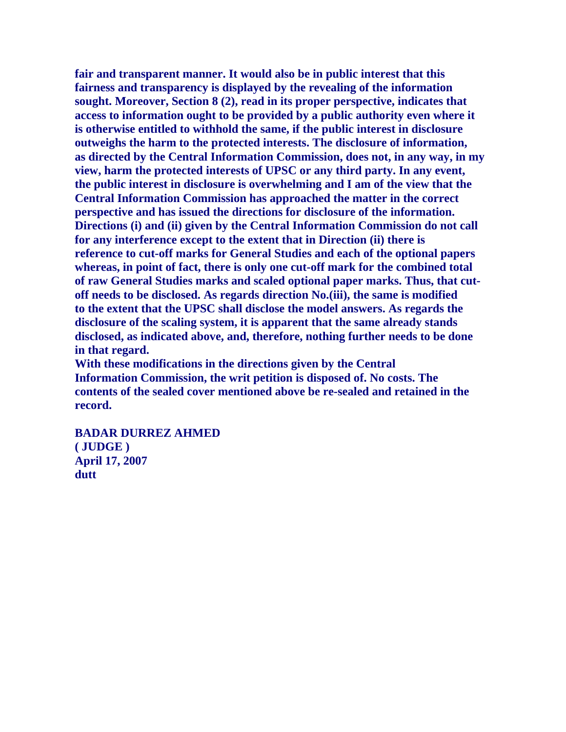**fair and transparent manner. It would also be in public interest that this fairness and transparency is displayed by the revealing of the information sought. Moreover, Section 8 (2), read in its proper perspective, indicates that access to information ought to be provided by a public authority even where it is otherwise entitled to withhold the same, if the public interest in disclosure outweighs the harm to the protected interests. The disclosure of information, as directed by the Central Information Commission, does not, in any way, in my view, harm the protected interests of UPSC or any third party. In any event, the public interest in disclosure is overwhelming and I am of the view that the Central Information Commission has approached the matter in the correct perspective and has issued the directions for disclosure of the information. Directions (i) and (ii) given by the Central Information Commission do not call for any interference except to the extent that in Direction (ii) there is reference to cut-off marks for General Studies and each of the optional papers whereas, in point of fact, there is only one cut-off mark for the combined total of raw General Studies marks and scaled optional paper marks. Thus, that cut-off needs to be disclosed. As regards direction No.(iii), the same is modified to the extent that the UPSC shall disclose the model answers. As regards the disclosure of the scaling system, it is apparent that the same already stands disclosed, as indicated above, and, therefore, nothing further needs to be done in that regard.**

**With these modifications in the directions given by the Central Information Commission, the writ petition is disposed of. No costs. The contents of the sealed cover mentioned above be re-sealed and retained in the record.**

**BADAR DURREZ AHMED**
**( JUDGE )**
**April 17, 2007**
**dutt**